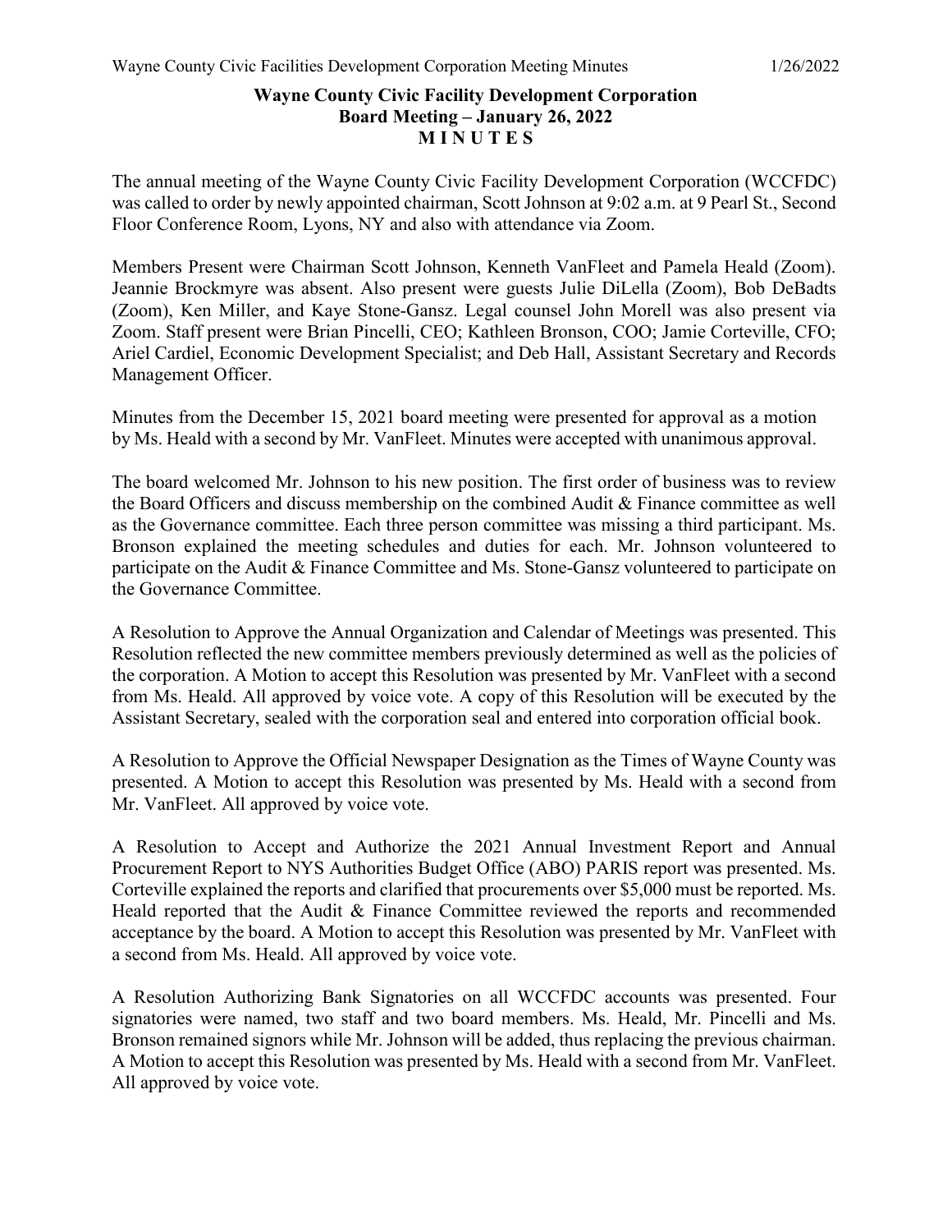**Wayne County Civic Facility Development Corporation**
**Board Meeting – January 26, 2022**
**M I N U T E S**

The annual meeting of the Wayne County Civic Facility Development Corporation (WCCFDC) was called to order by newly appointed chairman, Scott Johnson at 9:02 a.m. at 9 Pearl St., Second Floor Conference Room, Lyons, NY and also with attendance via Zoom.

Members Present were Chairman Scott Johnson, Kenneth VanFleet and Pamela Heald (Zoom). Jeannie Brockmyre was absent. Also present were guests Julie DiLella (Zoom), Bob DeBadts (Zoom), Ken Miller, and Kaye Stone-Gansz. Legal counsel John Morell was also present via Zoom. Staff present were Brian Pincelli, CEO; Kathleen Bronson, COO; Jamie Corteville, CFO; Ariel Cardiel, Economic Development Specialist; and Deb Hall, Assistant Secretary and Records Management Officer.

Minutes from the December 15, 2021 board meeting were presented for approval as a motion by Ms. Heald with a second by Mr. VanFleet. Minutes were accepted with unanimous approval.

The board welcomed Mr. Johnson to his new position. The first order of business was to review the Board Officers and discuss membership on the combined Audit & Finance committee as well as the Governance committee. Each three person committee was missing a third participant. Ms. Bronson explained the meeting schedules and duties for each. Mr. Johnson volunteered to participate on the Audit & Finance Committee and Ms. Stone-Gansz volunteered to participate on the Governance Committee.

A Resolution to Approve the Annual Organization and Calendar of Meetings was presented. This Resolution reflected the new committee members previously determined as well as the policies of the corporation. A Motion to accept this Resolution was presented by Mr. VanFleet with a second from Ms. Heald. All approved by voice vote. A copy of this Resolution will be executed by the Assistant Secretary, sealed with the corporation seal and entered into corporation official book.

A Resolution to Approve the Official Newspaper Designation as the Times of Wayne County was presented. A Motion to accept this Resolution was presented by Ms. Heald with a second from Mr. VanFleet. All approved by voice vote.

A Resolution to Accept and Authorize the 2021 Annual Investment Report and Annual Procurement Report to NYS Authorities Budget Office (ABO) PARIS report was presented. Ms. Corteville explained the reports and clarified that procurements over $5,000 must be reported. Ms. Heald reported that the Audit & Finance Committee reviewed the reports and recommended acceptance by the board. A Motion to accept this Resolution was presented by Mr. VanFleet with a second from Ms. Heald. All approved by voice vote.

A Resolution Authorizing Bank Signatories on all WCCFDC accounts was presented. Four signatories were named, two staff and two board members. Ms. Heald, Mr. Pincelli and Ms. Bronson remained signors while Mr. Johnson will be added, thus replacing the previous chairman. A Motion to accept this Resolution was presented by Ms. Heald with a second from Mr. VanFleet. All approved by voice vote.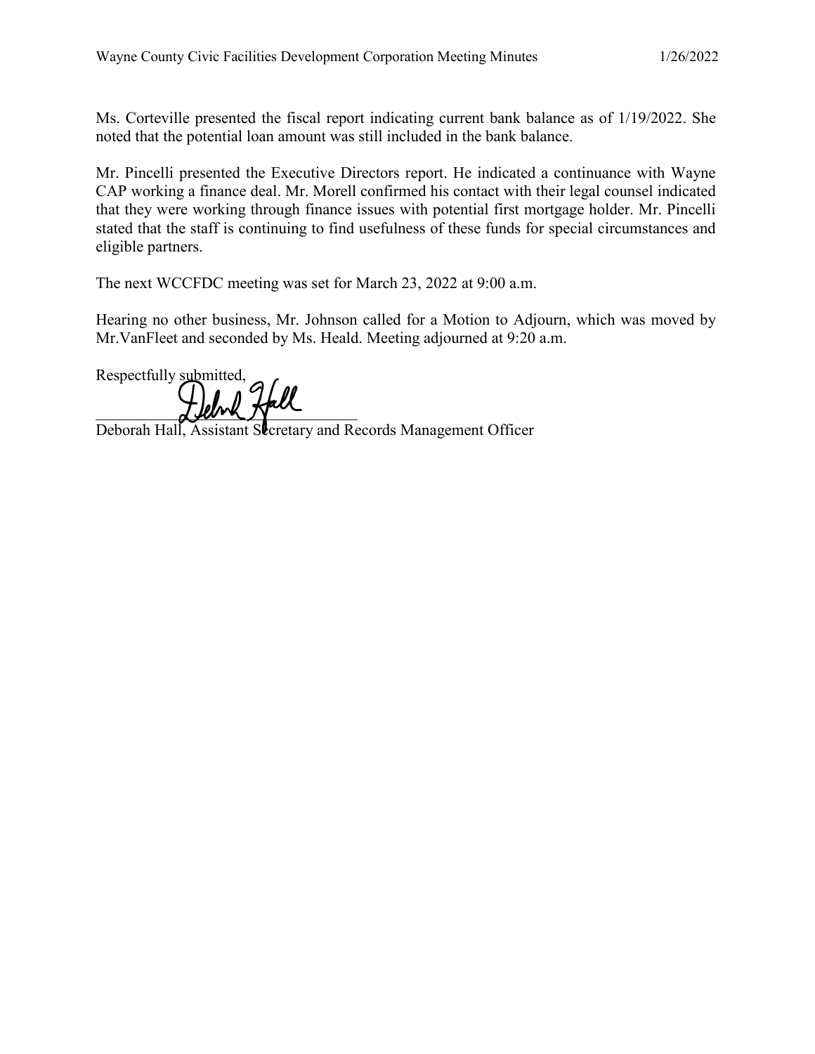Ms. Corteville presented the fiscal report indicating current bank balance as of 1/19/2022. She noted that the potential loan amount was still included in the bank balance.

Mr. Pincelli presented the Executive Directors report. He indicated a continuance with Wayne CAP working a finance deal. Mr. Morell confirmed his contact with their legal counsel indicated that they were working through finance issues with potential first mortgage holder. Mr. Pincelli stated that the staff is continuing to find usefulness of these funds for special circumstances and eligible partners.

The next WCCFDC meeting was set for March 23, 2022 at 9:00 a.m.

Hearing no other business, Mr. Johnson called for a Motion to Adjourn, which was moved by Mr.VanFleet and seconded by Ms. Heald. Meeting adjourned at 9:20 a.m.

Respectfully submitted,

Deborah Hall, Assistant Secretary and Records Management Officer